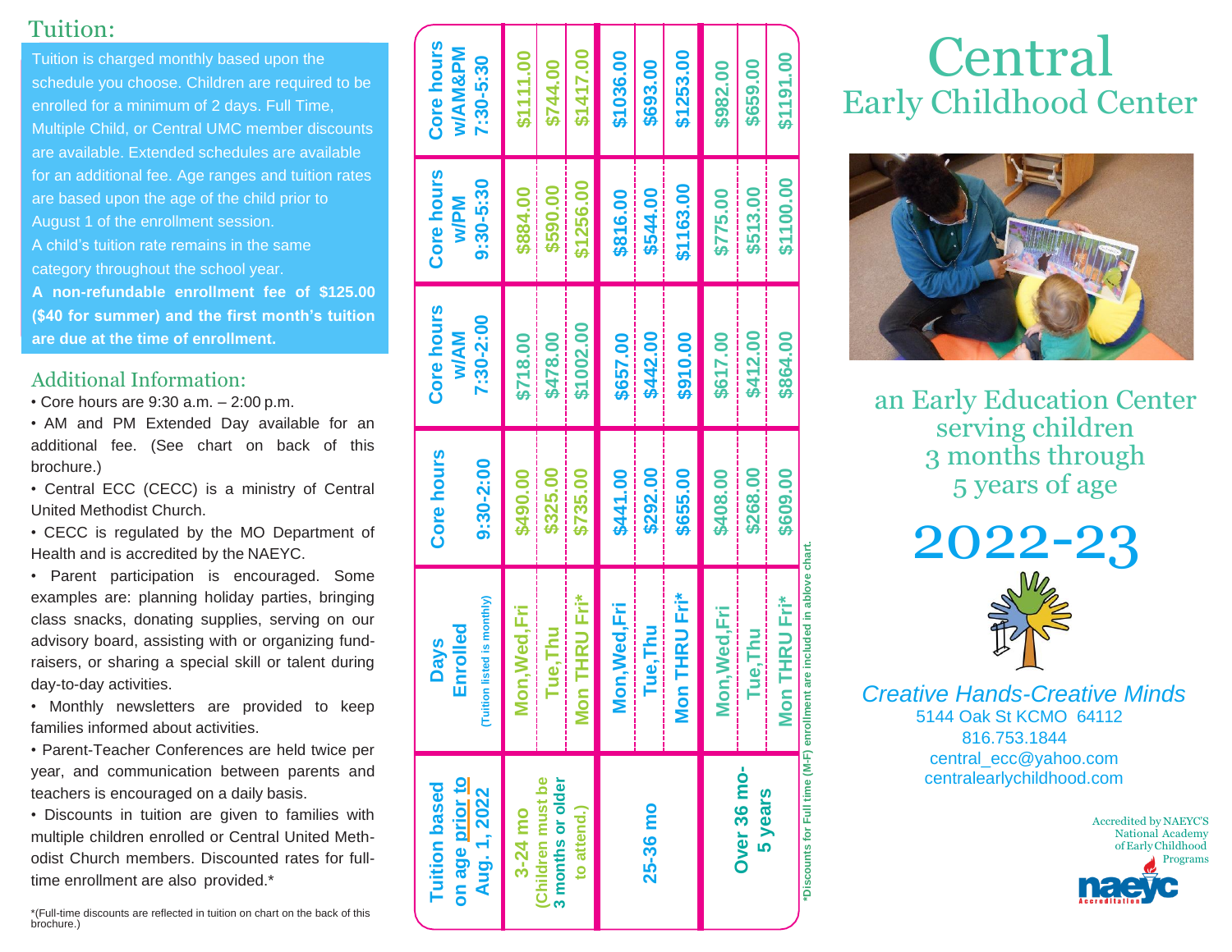## Tuition:

Tuition is charged monthly based upon the schedule you choose. Children are required to be enrolled for a minimum of 2 days. Full Time, Multiple Child, or Central UMC member discounts are available. Extended schedules are available for an additional fee. Age ranges and tuition rates are based upon the age of the child prior to August 1 of the enrollment session.

A child's tuition rate remains in the same category throughout the school year.

**A non-refundable enrollment fee of $125.00 ($40 for summer) and the first month's tuition are due at the time of enrollment.**

## Additional Information:

- Core hours are 9:30 a.m. – 2:00 p.m.
- AM and PM Extended Day available for an additional fee. (See chart on back of this brochure.)
- Central ECC (CECC) is a ministry of Central United Methodist Church.
- CECC is regulated by the MO Department of Health and is accredited by the NAEYC.
- Parent participation is encouraged. Some examples are: planning holiday parties, bringing class snacks, donating supplies, serving on our advisory board, assisting with or organizing fund-raisers, or sharing a special skill or talent during day-to-day activities.
- Monthly newsletters are provided to keep families informed about activities.
- Parent-Teacher Conferences are held twice per year, and communication between parents and teachers is encouraged on a daily basis.
- Discounts in tuition are given to families with multiple children enrolled or Central United Methodist Church members. Discounted rates for full-time enrollment are also provided.*

*(Full-time discounts are reflected in tuition on chart on the back of this brochure.)

| Tuition based on age prior to Aug. 1, 2022 | Days Enrolled (Tuition listed is monthly) | Core hours 9:30-2:00 | Core hours w/AM 7:30-2:00 | Core hours w/PM 9:30-5:30 | Core hours w/AM&PM 7:30-5:30 |
|---|---|---|---|---|---|
| 3-24 mo (Children must be 3 months or older to attend.) | Mon,Wed,Fri | $490.00 | $718.00 | $884.00 | $1111.00 |
| | Tue,Thu | $325.00 | $478.00 | $590.00 | $744.00 |
| | Mon THRU Fri* | $735.00 | $1002.00 | $1256.00 | $1417.00 |
| 25-36 mo | Mon,Wed,Fri | $441.00 | $657.00 | $816.00 | $1036.00 |
| | Tue,Thu | $292.00 | $442.00 | $544.00 | $693.00 |
| | Mon THRU Fri* | $655.00 | $910.00 | $1163.00 | $1253.00 |
| Over 36 mo-5 years | Mon,Wed,Fri | $408.00 | $617.00 | $775.00 | $982.00 |
| | Tue,Thu | $268.00 | $412.00 | $513.00 | $659.00 |
| | Mon THRU Fri* | $609.00 | $864.00 | $1100.00 | $1191.00 |

*Discounts for Full time (M-F) enrollment are included in above chart.

# Central
## Early Childhood Center

an Early Education Center serving children 3 months through 5 years of age

# 2022-23

*Creative Hands-Creative Minds*

5144 Oak St KCMO 64112

816.753.1844

central_ecc@yahoo.com

centralearlychildhood.com

Accredited by NAEYC'S National Academy of Early Childhood Programs

naeyc Accreditation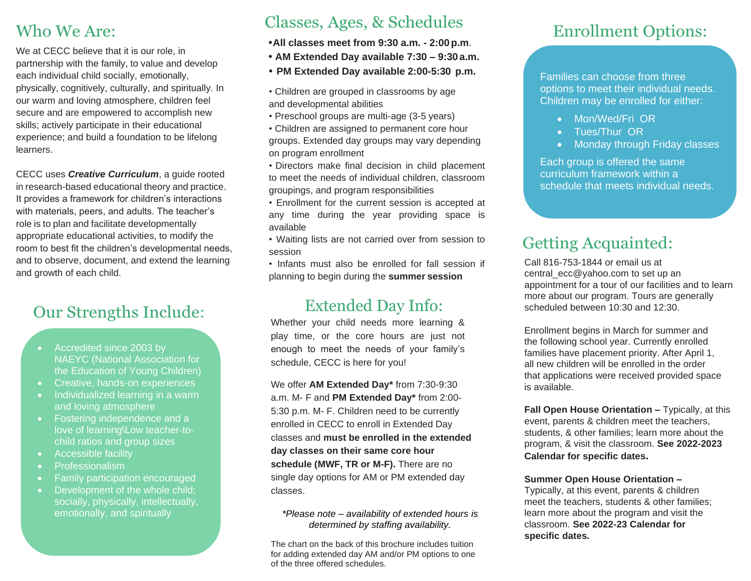## Who We Are:

We at CECC believe that it is our role, in partnership with the family, to value and develop each individual child socially, emotionally, physically, cognitively, culturally, and spiritually. In our warm and loving atmosphere, children feel secure and are empowered to accomplish new skills; actively participate in their educational experience; and build a foundation to be lifelong learners.

CECC uses ***Creative Curriculum***, a guide rooted in research-based educational theory and practice. It provides a framework for children's interactions with materials, peers, and adults. The teacher's role is to plan and facilitate developmentally appropriate educational activities, to modify the room to best fit the children's developmental needs, and to observe, document, and extend the learning and growth of each child.

## Our Strengths Include:

- Accredited since 2003 by NAEYC (National Association for the Education of Young Children)
- Creative, hands-on experiences
- Individualized learning in a warm and loving atmosphere
- Fostering independence and a love of learning\Low teacher-to-child ratios and group sizes
- Accessible facility
- Professionalism
- Family participation encouraged
- Development of the whole child; socially, physically, intellectually, emotionally, and spiritually

## Classes, Ages, & Schedules

- **All classes meet from 9:30 a.m. - 2:00 p.m.**
- **AM Extended Day available 7:30 – 9:30 a.m.**
- **PM Extended Day available 2:00-5:30 p.m.**

- Children are grouped in classrooms by age and developmental abilities
- Preschool groups are multi-age (3-5 years)
- Children are assigned to permanent core hour groups. Extended day groups may vary depending on program enrollment
- Directors make final decision in child placement to meet the needs of individual children, classroom groupings, and program responsibilities
- Enrollment for the current session is accepted at any time during the year providing space is available
- Waiting lists are not carried over from session to session
- Infants must also be enrolled for fall session if planning to begin during the **summer session**

## Extended Day Info:

Whether your child needs more learning & play time, or the core hours are just not enough to meet the needs of your family's schedule, CECC is here for you!

We offer **AM Extended Day*** from 7:30-9:30 a.m. M- F and **PM Extended Day*** from 2:00-5:30 p.m. M- F. Children need to be currently enrolled in CECC to enroll in Extended Day classes and **must be enrolled in the extended day classes on their same core hour schedule (MWF, TR or M-F).** There are no single day options for AM or PM extended day classes.

*\*Please note – availability of extended hours is determined by staffing availability.*

The chart on the back of this brochure includes tuition for adding extended day AM and/or PM options to one of the three offered schedules.

## Enrollment Options:

Families can choose from three options to meet their individual needs. Children may be enrolled for either:

- Mon/Wed/Fri OR
- Tues/Thur OR
- Monday through Friday classes

Each group is offered the same curriculum framework within a schedule that meets individual needs.

## Getting Acquainted:

Call 816-753-1844 or email us at central_ecc@yahoo.com to set up an appointment for a tour of our facilities and to learn more about our program. Tours are generally scheduled between 10:30 and 12:30.

Enrollment begins in March for summer and the following school year. Currently enrolled families have placement priority. After April 1, all new children will be enrolled in the order that applications were received provided space is available.

**Fall Open House Orientation –** Typically, at this event, parents & children meet the teachers, students, & other families; learn more about the program, & visit the classroom. **See 2022-2023 Calendar for specific dates.**

**Summer Open House Orientation –** Typically, at this event, parents & children meet the teachers, students & other families; learn more about the program and visit the classroom. **See 2022-23 Calendar for specific dates.**